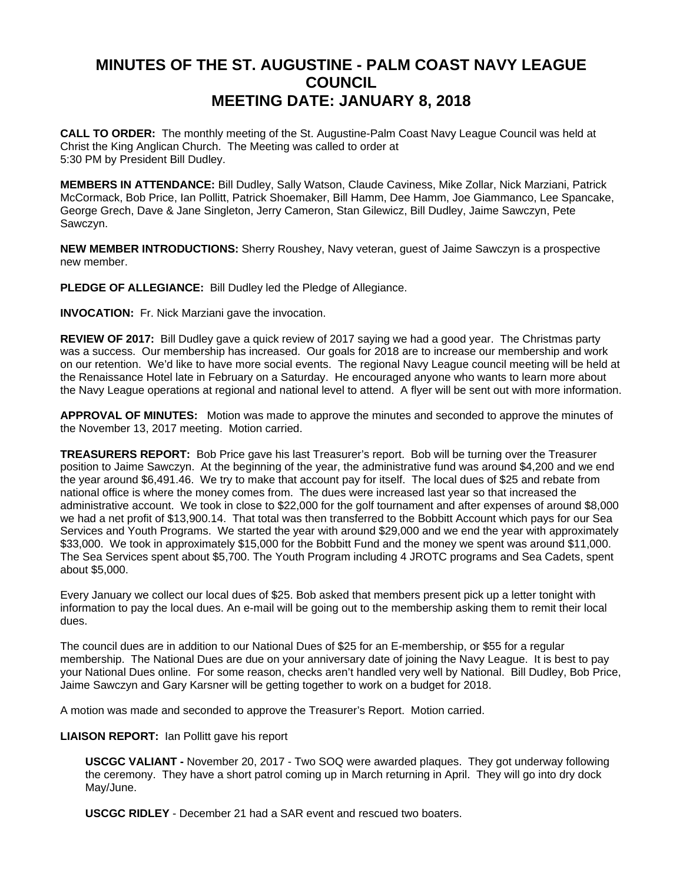# MINUTES OF THE ST. AUGUSTINE - PALM COAST NAVY LEAGUE COUNCIL
# MEETING DATE: JANUARY 8, 2018

**CALL TO ORDER:** The monthly meeting of the St. Augustine-Palm Coast Navy League Council was held at Christ the King Anglican Church. The Meeting was called to order at 5:30 PM by President Bill Dudley.

**MEMBERS IN ATTENDANCE:** Bill Dudley, Sally Watson, Claude Caviness, Mike Zollar, Nick Marziani, Patrick McCormack, Bob Price, Ian Pollitt, Patrick Shoemaker, Bill Hamm, Dee Hamm, Joe Giammanco, Lee Spancake, George Grech, Dave & Jane Singleton, Jerry Cameron, Stan Gilewicz, Bill Dudley, Jaime Sawczyn, Pete Sawczyn.

**NEW MEMBER INTRODUCTIONS:** Sherry Roushey, Navy veteran, guest of Jaime Sawczyn is a prospective new member.

**PLEDGE OF ALLEGIANCE:** Bill Dudley led the Pledge of Allegiance.

**INVOCATION:** Fr. Nick Marziani gave the invocation.

**REVIEW OF 2017:** Bill Dudley gave a quick review of 2017 saying we had a good year. The Christmas party was a success. Our membership has increased. Our goals for 2018 are to increase our membership and work on our retention. We'd like to have more social events. The regional Navy League council meeting will be held at the Renaissance Hotel late in February on a Saturday. He encouraged anyone who wants to learn more about the Navy League operations at regional and national level to attend. A flyer will be sent out with more information.

**APPROVAL OF MINUTES:** Motion was made to approve the minutes and seconded to approve the minutes of the November 13, 2017 meeting. Motion carried.

**TREASURERS REPORT:** Bob Price gave his last Treasurer's report. Bob will be turning over the Treasurer position to Jaime Sawczyn. At the beginning of the year, the administrative fund was around $4,200 and we end the year around $6,491.46. We try to make that account pay for itself. The local dues of $25 and rebate from national office is where the money comes from. The dues were increased last year so that increased the administrative account. We took in close to $22,000 for the golf tournament and after expenses of around $8,000 we had a net profit of $13,900.14. That total was then transferred to the Bobbitt Account which pays for our Sea Services and Youth Programs. We started the year with around $29,000 and we end the year with approximately $33,000. We took in approximately $15,000 for the Bobbitt Fund and the money we spent was around $11,000. The Sea Services spent about $5,700. The Youth Program including 4 JROTC programs and Sea Cadets, spent about $5,000.

Every January we collect our local dues of $25. Bob asked that members present pick up a letter tonight with information to pay the local dues. An e-mail will be going out to the membership asking them to remit their local dues.

The council dues are in addition to our National Dues of $25 for an E-membership, or $55 for a regular membership. The National Dues are due on your anniversary date of joining the Navy League. It is best to pay your National Dues online. For some reason, checks aren't handled very well by National. Bill Dudley, Bob Price, Jaime Sawczyn and Gary Karsner will be getting together to work on a budget for 2018.

A motion was made and seconded to approve the Treasurer's Report. Motion carried.

**LIAISON REPORT:** Ian Pollitt gave his report

**USCGC VALIANT -** November 20, 2017 - Two SOQ were awarded plaques. They got underway following the ceremony. They have a short patrol coming up in March returning in April. They will go into dry dock May/June.

**USCGC RIDLEY** - December 21 had a SAR event and rescued two boaters.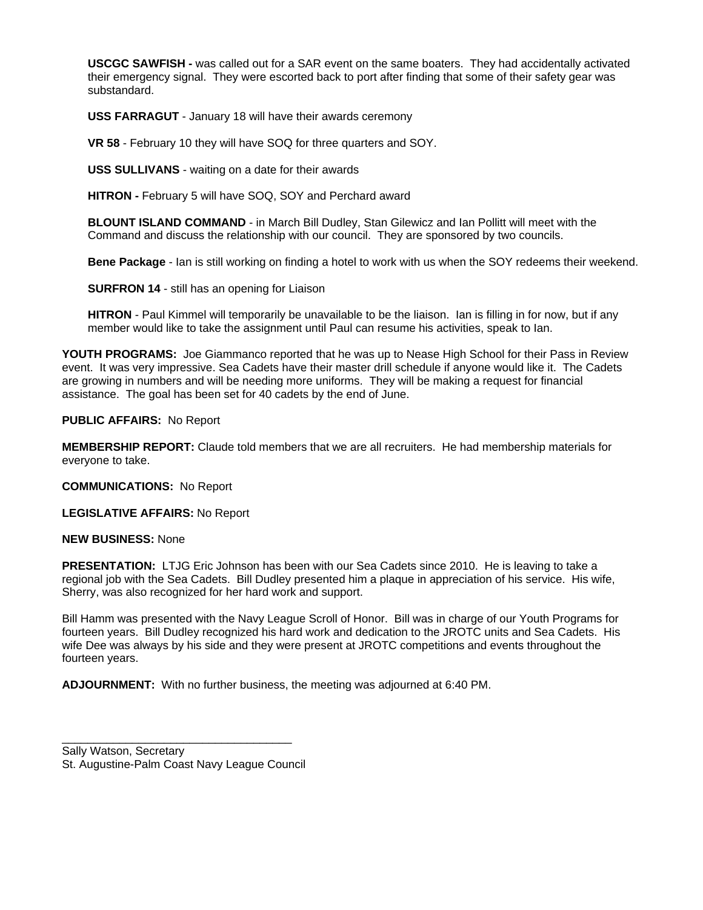**USCGC SAWFISH -** was called out for a SAR event on the same boaters. They had accidentally activated their emergency signal. They were escorted back to port after finding that some of their safety gear was substandard.

**USS FARRAGUT** - January 18 will have their awards ceremony

**VR 58** - February 10 they will have SOQ for three quarters and SOY.

**USS SULLIVANS** - waiting on a date for their awards

**HITRON -** February 5 will have SOQ, SOY and Perchard award

**BLOUNT ISLAND COMMAND** - in March Bill Dudley, Stan Gilewicz and Ian Pollitt will meet with the Command and discuss the relationship with our council. They are sponsored by two councils.

**Bene Package** - Ian is still working on finding a hotel to work with us when the SOY redeems their weekend.

**SURFRON 14** - still has an opening for Liaison

**HITRON** - Paul Kimmel will temporarily be unavailable to be the liaison. Ian is filling in for now, but if any member would like to take the assignment until Paul can resume his activities, speak to Ian.

**YOUTH PROGRAMS:** Joe Giammanco reported that he was up to Nease High School for their Pass in Review event. It was very impressive. Sea Cadets have their master drill schedule if anyone would like it. The Cadets are growing in numbers and will be needing more uniforms. They will be making a request for financial assistance. The goal has been set for 40 cadets by the end of June.

**PUBLIC AFFAIRS:** No Report

**MEMBERSHIP REPORT:** Claude told members that we are all recruiters. He had membership materials for everyone to take.

**COMMUNICATIONS:** No Report

**LEGISLATIVE AFFAIRS:** No Report

**NEW BUSINESS:** None

**PRESENTATION:** LTJG Eric Johnson has been with our Sea Cadets since 2010. He is leaving to take a regional job with the Sea Cadets. Bill Dudley presented him a plaque in appreciation of his service. His wife, Sherry, was also recognized for her hard work and support.

Bill Hamm was presented with the Navy League Scroll of Honor. Bill was in charge of our Youth Programs for fourteen years. Bill Dudley recognized his hard work and dedication to the JROTC units and Sea Cadets. His wife Dee was always by his side and they were present at JROTC competitions and events throughout the fourteen years.

**ADJOURNMENT:** With no further business, the meeting was adjourned at 6:40 PM.

\_\_\_\_\_\_\_\_\_\_\_\_\_\_\_\_\_\_\_\_\_\_\_\_\_\_\_\_\_\_\_\_\_\_\_\_\_\_

Sally Watson, Secretary
St. Augustine-Palm Coast Navy League Council